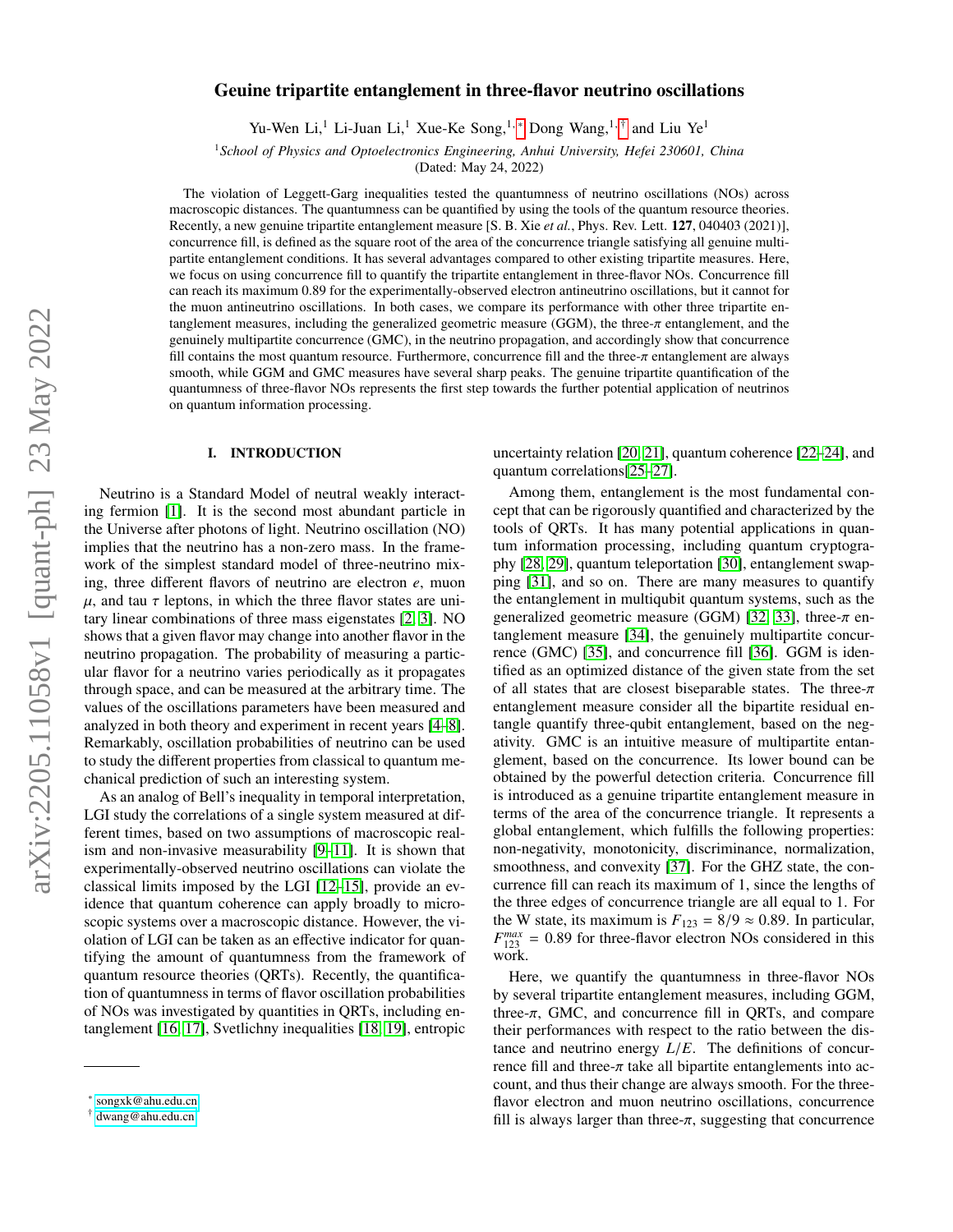# Geuine tripartite entanglement in three-flavor neutrino oscillations

Yu-Wen Li,[1] Li-Juan Li,[1] Xue-Ke Song,[1,*] Dong Wang,[1,†] and Liu Ye[1]

[1] *School of Physics and Optoelectronics Engineering, Anhui University, Hefei 230601, China*

(Dated: May 24, 2022)

The violation of Leggett-Garg inequalities tested the quantumness of neutrino oscillations (NOs) across macroscopic distances. The quantumness can be quantified by using the tools of the quantum resource theories. Recently, a new genuine tripartite entanglement measure [S. B. Xie *et al.*, Phys. Rev. Lett. **127**, 040403 (2021)], concurrence fill, is defined as the square root of the area of the concurrence triangle satisfying all genuine multipartite entanglement conditions. It has several advantages compared to other existing tripartite measures. Here, we focus on using concurrence fill to quantify the tripartite entanglement in three-flavor NOs. Concurrence fill can reach its maximum 0.89 for the experimentally-observed electron antineutrino oscillations, but it cannot for the muon antineutrino oscillations. In both cases, we compare its performance with other three tripartite entanglement measures, including the generalized geometric measure (GGM), the three-$\pi$ entanglement, and the genuinely multipartite concurrence (GMC), in the neutrino propagation, and accordingly show that concurrence fill contains the most quantum resource. Furthermore, concurrence fill and the three-$\pi$ entanglement are always smooth, while GGM and GMC measures have several sharp peaks. The genuine tripartite quantification of the quantumness of three-flavor NOs represents the first step towards the further potential application of neutrinos on quantum information processing.

## I. INTRODUCTION

Neutrino is a Standard Model of neutral weakly interacting fermion [1]. It is the second most abundant particle in the Universe after photons of light. Neutrino oscillation (NO) implies that the neutrino has a non-zero mass. In the framework of the simplest standard model of three-neutrino mixing, three different flavors of neutrino are electron $e$, muon $\mu$, and tau $\tau$ leptons, in which the three flavor states are unitary linear combinations of three mass eigenstates [2, 3]. NO shows that a given flavor may change into another flavor in the neutrino propagation. The probability of measuring a particular flavor for a neutrino varies periodically as it propagates through space, and can be measured at the arbitrary time. The values of the oscillations parameters have been measured and analyzed in both theory and experiment in recent years [4–8]. Remarkably, oscillation probabilities of neutrino can be used to study the different properties from classical to quantum mechanical prediction of such an interesting system.

As an analog of Bell's inequality in temporal interpretation, LGI study the correlations of a single system measured at different times, based on two assumptions of macroscopic realism and non-invasive measurability [9–11]. It is shown that experimentally-observed neutrino oscillations can violate the classical limits imposed by the LGI [12–15], provide an evidence that quantum coherence can apply broadly to microscopic systems over a macroscopic distance. However, the violation of LGI can be taken as an effective indicator for quantifying the amount of quantumness from the framework of quantum resource theories (QRTs). Recently, the quantification of quantumness in terms of flavor oscillation probabilities of NOs was investigated by quantities in QRTs, including entanglement [16, 17], Svetlichny inequalities [18, 19], entropic uncertainty relation [20, 21], quantum coherence [22–24], and quantum correlations[25–27].

Among them, entanglement is the most fundamental concept that can be rigorously quantified and characterized by the tools of QRTs. It has many potential applications in quantum information processing, including quantum cryptography [28, 29], quantum teleportation [30], entanglement swapping [31], and so on. There are many measures to quantify the entanglement in multiqubit quantum systems, such as the generalized geometric measure (GGM) [32, 33], three-$\pi$ entanglement measure [34], the genuinely multipartite concurrence (GMC) [35], and concurrence fill [36]. GGM is identified as an optimized distance of the given state from the set of all states that are closest biseparable states. The three-$\pi$ entanglement measure consider all the bipartite residual entangle quantify three-qubit entanglement, based on the negativity. GMC is an intuitive measure of multipartite entanglement, based on the concurrence. Its lower bound can be obtained by the powerful detection criteria. Concurrence fill is introduced as a genuine tripartite entanglement measure in terms of the area of the concurrence triangle. It represents a global entanglement, which fulfills the following properties: non-negativity, monotonicity, discriminance, normalization, smoothness, and convexity [37]. For the GHZ state, the concurrence fill can reach its maximum of 1, since the lengths of the three edges of concurrence triangle are all equal to 1. For the W state, its maximum is $F_{123} = 8/9 \approx 0.89$. In particular, $F_{123}^{max} = 0.89$ for three-flavor electron NOs considered in this work.

Here, we quantify the quantumness in three-flavor NOs by several tripartite entanglement measures, including GGM, three-$\pi$, GMC, and concurrence fill in QRTs, and compare their performances with respect to the ratio between the distance and neutrino energy $L/E$. The definitions of concurrence fill and three-$\pi$ take all bipartite entanglements into account, and thus their change are always smooth. For the three-flavor electron and muon neutrino oscillations, concurrence fill is always larger than three-$\pi$, suggesting that concurrence

---

* songxk@ahu.edu.cn
† dwang@ahu.edu.cn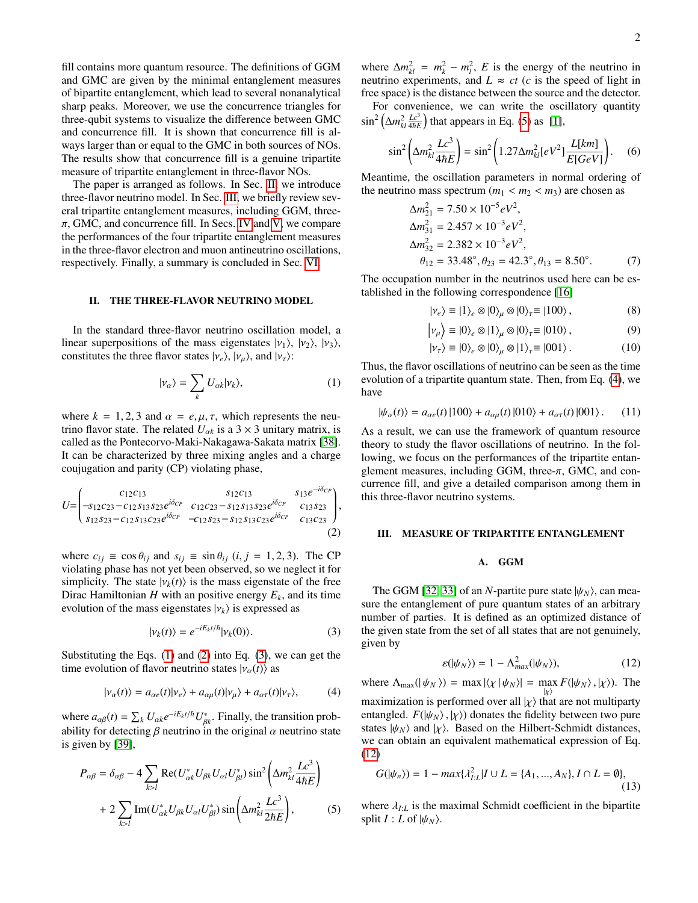fill contains more quantum resource. The definitions of GGM and GMC are given by the minimal entanglement measures of bipartite entanglement, which lead to several nonanalytical sharp peaks. Moreover, we use the concurrence triangles for three-qubit systems to visualize the difference between GMC and concurrence fill. It is shown that concurrence fill is always larger than or equal to the GMC in both sources of NOs. The results show that concurrence fill is a genuine tripartite measure of tripartite entanglement in three-flavor NOs.

The paper is arranged as follows. In Sec. II, we introduce three-flavor neutrino model. In Sec. III, we briefly review several tripartite entanglement measures, including GGM, three-$\pi$, GMC, and concurrence fill. In Secs. IV and V, we compare the performances of the four tripartite entanglement measures in the three-flavor electron and muon antineutrino oscillations, respectively. Finally, a summary is concluded in Sec. VI.

## II. THE THREE-FLAVOR NEUTRINO MODEL

In the standard three-flavor neutrino oscillation model, a linear superpositions of the mass eigenstates $|\nu_1\rangle$, $|\nu_2\rangle$, $|\nu_3\rangle$, constitutes the three flavor states $|\nu_e\rangle$, $|\nu_\mu\rangle$, and $|\nu_\tau\rangle$:

$$|\nu_\alpha\rangle = \sum_k U_{\alpha k}|\nu_k\rangle, \tag{1}$$

where $k = 1, 2, 3$ and $\alpha = e, \mu, \tau$, which represents the neutrino flavor state. The related $U_{\alpha k}$ is a $3 \times 3$ unitary matrix, is called as the Pontecorvo-Maki-Nakagawa-Sakata matrix [38]. It can be characterized by three mixing angles and a charge coujugation and parity (CP) violating phase,

$$U = \begin{pmatrix} c_{12}c_{13} & s_{12}c_{13} & s_{13}e^{-i\delta_{CP}} \\ -s_{12}c_{23}-c_{12}s_{13}s_{23}e^{i\delta_{CP}} & c_{12}c_{23}-s_{12}s_{13}s_{23}e^{i\delta_{CP}} & c_{13}s_{23} \\ s_{12}s_{23}-c_{12}s_{13}c_{23}e^{i\delta_{CP}} & -c_{12}s_{23}-s_{12}s_{13}c_{23}e^{i\delta_{CP}} & c_{13}c_{23} \end{pmatrix}, \tag{2}$$

where $c_{ij} \equiv \cos\theta_{ij}$ and $s_{ij} \equiv \sin\theta_{ij}$ $(i, j = 1, 2, 3)$. The CP violating phase has not yet been observed, so we neglect it for simplicity. The state $|\nu_k(t)\rangle$ is the mass eigenstate of the free Dirac Hamiltonian $H$ with an positive energy $E_k$, and its time evolution of the mass eigenstates $|\nu_k\rangle$ is expressed as

$$|\nu_k(t)\rangle = e^{-iE_k t/\hbar}|\nu_k(0)\rangle. \tag{3}$$

Substituting the Eqs. (1) and (2) into Eq. (3), we can get the time evolution of flavor neutrino states $|\nu_\alpha(t)\rangle$ as

$$|\nu_\alpha(t)\rangle = a_{\alpha e}(t)|\nu_e\rangle + a_{\alpha\mu}(t)|\nu_\mu\rangle + a_{\alpha\tau}(t)|\nu_\tau\rangle, \tag{4}$$

where $a_{\alpha\beta}(t) = \sum_k U_{\alpha k}e^{-iE_k t/\hbar}U^*_{\beta k}$. Finally, the transition probability for detecting $\beta$ neutrino in the original $\alpha$ neutrino state is given by [39],

$$P_{\alpha\beta} = \delta_{\alpha\beta} - 4\sum_{k>l}\mathrm{Re}(U^*_{\alpha k}U_{\beta k}U_{\alpha l}U^*_{\beta l})\sin^2\left(\Delta m^2_{kl}\frac{Lc^3}{4\hbar E}\right) + 2\sum_{k>l}\mathrm{Im}(U^*_{\alpha k}U_{\beta k}U_{\alpha l}U^*_{\beta l})\sin\left(\Delta m^2_{kl}\frac{Lc^3}{2\hbar E}\right), \tag{5}$$

where $\Delta m^2_{kl} = m^2_k - m^2_l$, $E$ is the energy of the neutrino in neutrino experiments, and $L \approx ct$ ($c$ is the speed of light in free space) is the distance between the source and the detector.

For convenience, we can write the oscillatory quantity $\sin^2\left(\Delta m^2_{kl}\frac{Lc^3}{4\hbar E}\right)$ that appears in Eq. (5) as [1],

$$\sin^2\left(\Delta m^2_{kl}\frac{Lc^3}{4\hbar E}\right) = \sin^2\left(1.27\Delta m^2_{kl}[eV^2]\frac{L[km]}{E[GeV]}\right). \tag{6}$$

Meantime, the oscillation parameters in normal ordering of the neutrino mass spectrum ($m_1 < m_2 < m_3$) are chosen as

$$\begin{aligned} \Delta m^2_{21} &= 7.50 \times 10^{-5}eV^2, \\ \Delta m^2_{31} &= 2.457 \times 10^{-3}eV^2, \\ \Delta m^2_{32} &= 2.382 \times 10^{-3}eV^2, \\ \theta_{12} &= 33.48^\circ, \theta_{23} = 42.3^\circ, \theta_{13} = 8.50^\circ. \end{aligned} \tag{7}$$

The occupation number in the neutrinos used here can be established in the following correspondence [16]

$$|\nu_e\rangle \equiv |1\rangle_e \otimes |0\rangle_\mu \otimes |0\rangle_\tau \equiv |100\rangle, \tag{8}$$

$$|\nu_\mu\rangle \equiv |0\rangle_e \otimes |1\rangle_\mu \otimes |0\rangle_\tau \equiv |010\rangle, \tag{9}$$

$$|\nu_\tau\rangle \equiv |0\rangle_e \otimes |0\rangle_\mu \otimes |1\rangle_\tau \equiv |001\rangle. \tag{10}$$

Thus, the flavor oscillations of neutrino can be seen as the time evolution of a tripartite quantum state. Then, from Eq. (4), we have

$$|\psi_\alpha(t)\rangle = a_{\alpha e}(t)|100\rangle + a_{\alpha\mu}(t)|010\rangle + a_{\alpha\tau}(t)|001\rangle. \tag{11}$$

As a result, we can use the framework of quantum resource theory to study the flavor oscillations of neutrino. In the following, we focus on the performances of the tripartite entanglement measures, including GGM, three-$\pi$, GMC, and concurrence fill, and give a detailed comparison among them in this three-flavor neutrino systems.

## III. MEASURE OF TRIPARTITE ENTANGLEMENT

### A. GGM

The GGM [32, 33] of an $N$-partite pure state $|\psi_N\rangle$, can measure the entanglement of pure quantum states of an arbitrary number of parties. It is defined as an optimized distance of the given state from the set of all states that are not genuinely, given by

$$\varepsilon(|\psi_N\rangle) = 1 - \Lambda^2_{max}(|\psi_N\rangle), \tag{12}$$

where $\Lambda_{\max}(|\psi_N\rangle) = \max|\langle\chi|\psi_N\rangle| = \max_{|\chi\rangle} F(|\psi_N\rangle, |\chi\rangle)$. The maximization is performed over all $|\chi\rangle$ that are not multiparty entangled. $F(|\psi_N\rangle, |\chi\rangle)$ donates the fidelity between two pure states $|\psi_N\rangle$ and $|\chi\rangle$. Based on the Hilbert-Schmidt distances, we can obtain an equivalent mathematical expression of Eq. (12)

$$G(|\psi_n\rangle) = 1 - max\{\lambda^2_{I:L}|I \cup L = \{A_1, ..., A_N\}, I \cap L = \emptyset\}, \tag{13}$$

where $\lambda_{I:L}$ is the maximal Schmidt coefficient in the bipartite split $I : L$ of $|\psi_N\rangle$.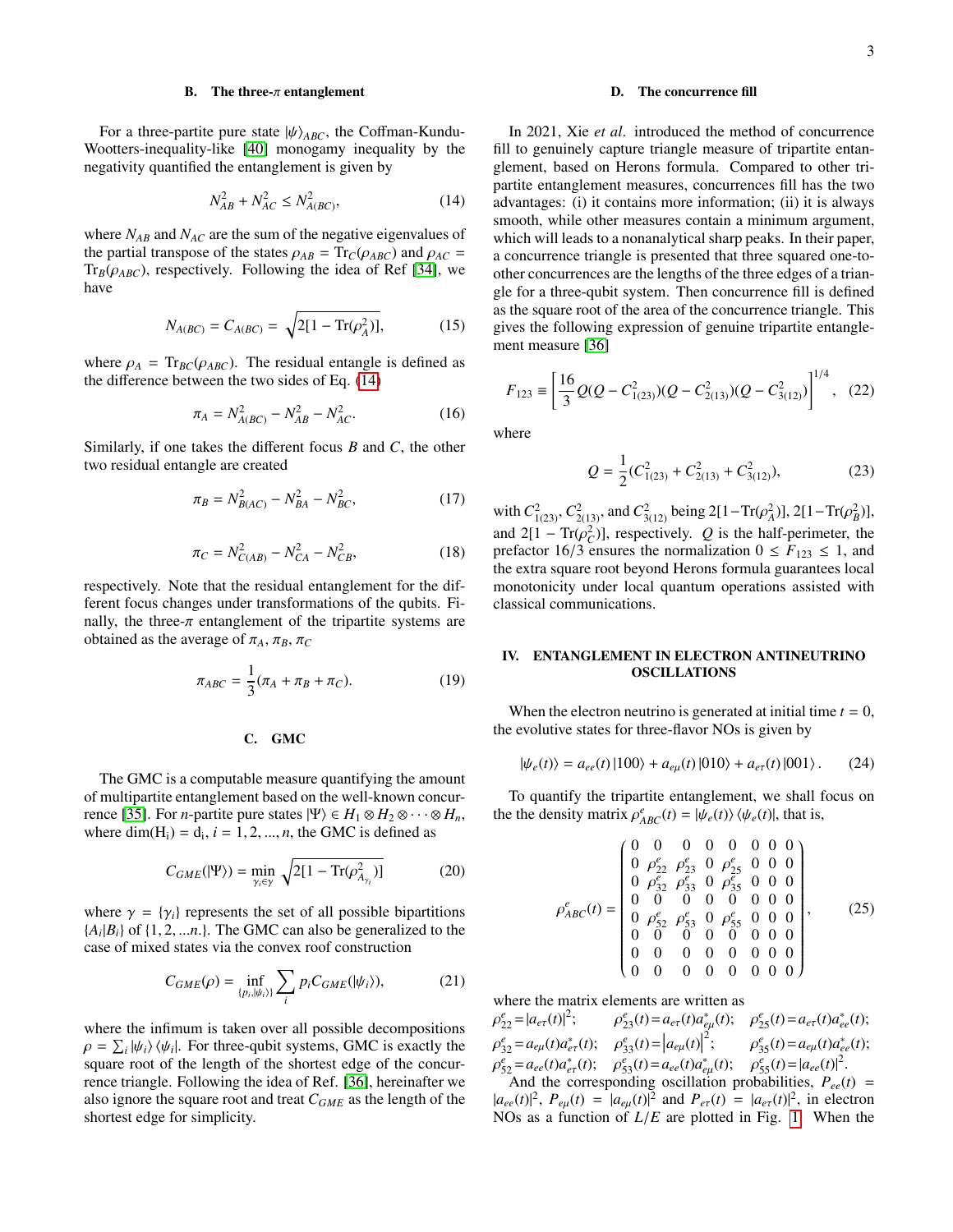### B. The three-$\pi$ entanglement

For a three-partite pure state $|\psi\rangle_{ABC}$, the Coffman-Kundu-Wootters-inequality-like [40] monogamy inequality by the negativity quantified the entanglement is given by

$$N_{AB}^2 + N_{AC}^2 \le N_{A(BC)}^2, \tag{14}$$

where $N_{AB}$ and $N_{AC}$ are the sum of the negative eigenvalues of the partial transpose of the states $\rho_{AB} = \mathrm{Tr}_C(\rho_{ABC})$ and $\rho_{AC} = \mathrm{Tr}_B(\rho_{ABC})$, respectively. Following the idea of Ref [34], we have

$$N_{A(BC)} = C_{A(BC)} = \sqrt{2[1 - \mathrm{Tr}(\rho_A^2)]}, \tag{15}$$

where $\rho_A = \mathrm{Tr}_{BC}(\rho_{ABC})$. The residual entangle is defined as the difference between the two sides of Eq. (14)

$$\pi_A = N_{A(BC)}^2 - N_{AB}^2 - N_{AC}^2. \tag{16}$$

Similarly, if one takes the different focus $B$ and $C$, the other two residual entangle are created

$$\pi_B = N_{B(AC)}^2 - N_{BA}^2 - N_{BC}^2, \tag{17}$$

$$\pi_C = N_{C(AB)}^2 - N_{CA}^2 - N_{CB}^2, \tag{18}$$

respectively. Note that the residual entanglement for the different focus changes under transformations of the qubits. Finally, the three-$\pi$ entanglement of the tripartite systems are obtained as the average of $\pi_A$, $\pi_B$, $\pi_C$

$$\pi_{ABC} = \frac{1}{3}(\pi_A + \pi_B + \pi_C). \tag{19}$$

### C. GMC

The GMC is a computable measure quantifying the amount of multipartite entanglement based on the well-known concurrence [35]. For $n$-partite pure states $|\Psi\rangle \in H_1 \otimes H_2 \otimes \cdots \otimes H_n$, where $\dim(\mathrm{H_i}) = \mathrm{d_i}$, $i = 1, 2, ..., n$, the GMC is defined as

$$C_{GME}(|\Psi\rangle) = \min_{\gamma_i \in \gamma} \sqrt{2[1 - \mathrm{Tr}(\rho_{A_{\gamma_i}}^2)]} \tag{20}$$

where $\gamma = \{\gamma_i\}$ represents the set of all possible bipartitions $\{A_i|B_i\}$ of $\{1, 2, ...n.\}$. The GMC can also be generalized to the case of mixed states via the convex roof construction

$$C_{GME}(\rho) = \inf_{\{p_i, |\psi_i\rangle\}} \sum_i p_i C_{GME}(|\psi_i\rangle), \tag{21}$$

where the infimum is taken over all possible decompositions $\rho = \sum_i |\psi_i\rangle\langle\psi_i|$. For three-qubit systems, GMC is exactly the square root of the length of the shortest edge of the concurrence triangle. Following the idea of Ref. [36], hereinafter we also ignore the square root and treat $C_{GME}$ as the length of the shortest edge for simplicity.

### D. The concurrence fill

In 2021, Xie *et al*. introduced the method of concurrence fill to genuinely capture triangle measure of tripartite entanglement, based on Herons formula. Compared to other tripartite entanglement measures, concurrences fill has the two advantages: (i) it contains more information; (ii) it is always smooth, while other measures contain a minimum argument, which will leads to a nonanalytical sharp peaks. In their paper, a concurrence triangle is presented that three squared one-to-other concurrences are the lengths of the three edges of a triangle for a three-qubit system. Then concurrence fill is defined as the square root of the area of the concurrence triangle. This gives the following expression of genuine tripartite entanglement measure [36]

$$F_{123} \equiv \left[\frac{16}{3} Q(Q - C_{1(23)}^2)(Q - C_{2(13)}^2)(Q - C_{3(12)}^2)\right]^{1/4}, \tag{22}$$

where

$$Q = \frac{1}{2}(C_{1(23)}^2 + C_{2(13)}^2 + C_{3(12)}^2), \tag{23}$$

with $C_{1(23)}^2$, $C_{2(13)}^2$, and $C_{3(12)}^2$ being $2[1-\mathrm{Tr}(\rho_A^2)]$, $2[1-\mathrm{Tr}(\rho_B^2)]$, and $2[1 - \mathrm{Tr}(\rho_C^2)]$, respectively. $Q$ is the half-perimeter, the prefactor $16/3$ ensures the normalization $0 \le F_{123} \le 1$, and the extra square root beyond Herons formula guarantees local monotonicity under local quantum operations assisted with classical communications.

## IV. ENTANGLEMENT IN ELECTRON ANTINEUTRINO OSCILLATIONS

When the electron neutrino is generated at initial time $t = 0$, the evolutive states for three-flavor NOs is given by

$$|\psi_e(t)\rangle = a_{ee}(t)|100\rangle + a_{e\mu}(t)|010\rangle + a_{e\tau}(t)|001\rangle. \tag{24}$$

To quantify the tripartite entanglement, we shall focus on the the density matrix $\rho_{ABC}^e(t) = |\psi_e(t)\rangle\langle\psi_e(t)|$, that is,

$$\rho_{ABC}^e(t) = \begin{pmatrix} 0 & 0 & 0 & 0 & 0 & 0 & 0 & 0 \\ 0 & \rho_{22}^e & \rho_{23}^e & 0 & \rho_{25}^e & 0 & 0 & 0 \\ 0 & \rho_{32}^e & \rho_{33}^e & 0 & \rho_{35}^e & 0 & 0 & 0 \\ 0 & 0 & 0 & 0 & 0 & 0 & 0 & 0 \\ 0 & \rho_{52}^e & \rho_{53}^e & 0 & \rho_{55}^e & 0 & 0 & 0 \\ 0 & 0 & 0 & 0 & 0 & 0 & 0 & 0 \\ 0 & 0 & 0 & 0 & 0 & 0 & 0 & 0 \\ 0 & 0 & 0 & 0 & 0 & 0 & 0 & 0 \end{pmatrix}, \tag{25}$$

where the matrix elements are written as
$\rho_{22}^e = |a_{e\tau}(t)|^2$; $\rho_{23}^e(t) = a_{e\tau}(t)a_{e\mu}^*(t)$; $\rho_{25}^e(t) = a_{e\tau}(t)a_{ee}^*(t)$;
$\rho_{32}^e = a_{e\mu}(t)a_{e\tau}^*(t)$; $\rho_{33}^e(t) = |a_{e\mu}(t)|^2$; $\rho_{35}^e(t) = a_{e\mu}(t)a_{ee}^*(t)$;
$\rho_{52}^e = a_{ee}(t)a_{e\tau}^*(t)$; $\rho_{53}^e(t) = a_{ee}(t)a_{e\mu}^*(t)$; $\rho_{55}^e(t) = |a_{ee}(t)|^2$.
And the corresponding oscillation probabilities, $P_{ee}(t) = |a_{ee}(t)|^2$, $P_{e\mu}(t) = |a_{e\mu}(t)|^2$ and $P_{e\tau}(t) = |a_{e\tau}(t)|^2$, in electron NOs as a function of $L/E$ are plotted in Fig. 1. When the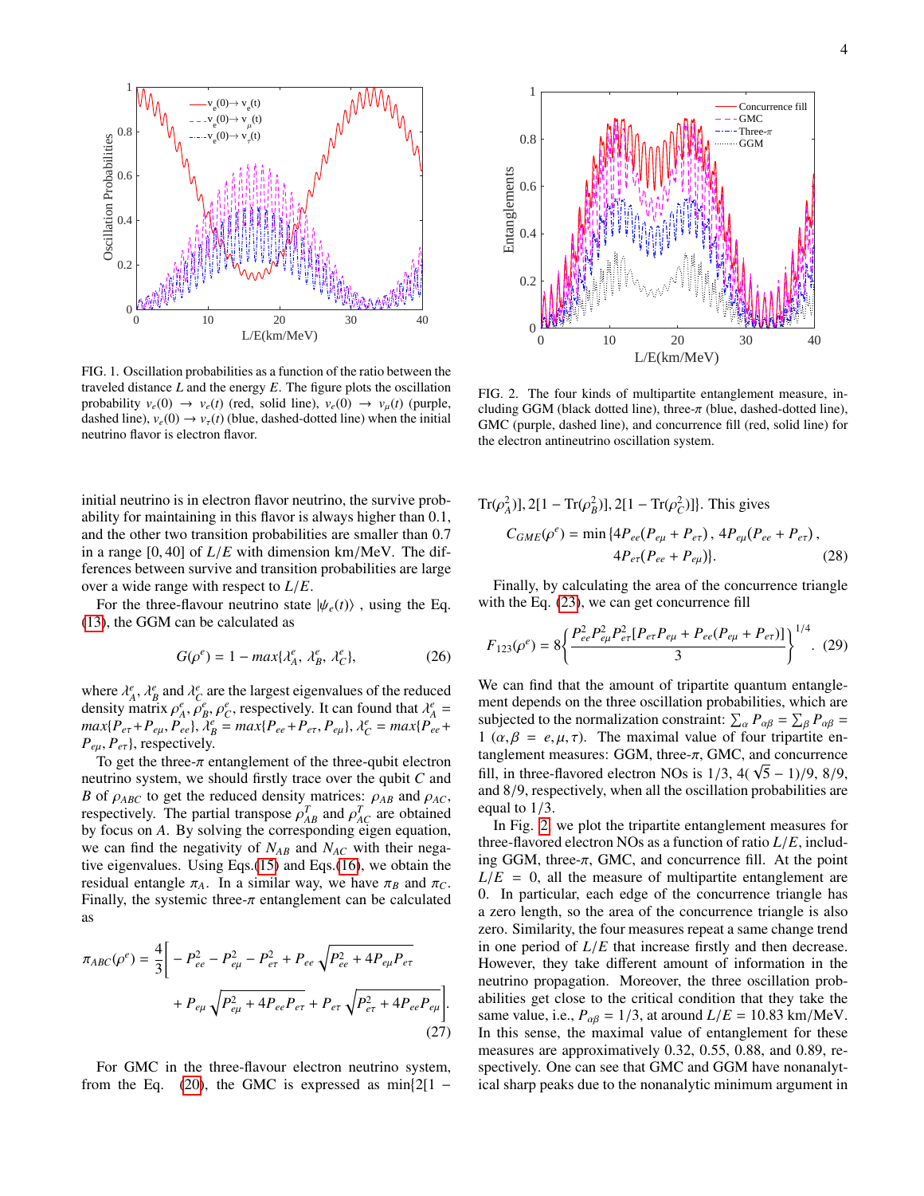FIG. 1. Oscillation probabilities as a function of the ratio between the traveled distance $L$ and the energy $E$. The figure plots the oscillation probability $\nu_e(0) \rightarrow \nu_e(t)$ (red, solid line), $\nu_e(0) \rightarrow \nu_\mu(t)$ (purple, dashed line), $\nu_e(0) \rightarrow \nu_\tau(t)$ (blue, dashed-dotted line) when the initial neutrino flavor is electron flavor.

FIG. 2. The four kinds of multipartite entanglement measure, including GGM (black dotted line), three-$\pi$ (blue, dashed-dotted line), GMC (purple, dashed line), and concurrence fill (red, solid line) for the electron antineutrino oscillation system.

initial neutrino is in electron flavor neutrino, the survive probability for maintaining in this flavor is always higher than 0.1, and the other two transition probabilities are smaller than 0.7 in a range [0, 40] of $L/E$ with dimension km/MeV. The differences between survive and transition probabilities are large over a wide range with respect to $L/E$.

For the three-flavour neutrino state $|\psi_e(t)\rangle$ , using the Eq. (13), the GGM can be calculated as

$$G(\rho^e) = 1 - max\{\lambda^e_A,\ \lambda^e_B,\ \lambda^e_C\}, \tag{26}$$

where $\lambda^e_A$, $\lambda^e_B$ and $\lambda^e_C$ are the largest eigenvalues of the reduced density matrix $\rho^e_A, \rho^e_B, \rho^e_C$, respectively. It can found that $\lambda^e_A = max\{P_{e\tau}+P_{e\mu}, P_{ee}\}$, $\lambda^e_B = max\{P_{ee}+P_{e\tau}, P_{e\mu}\}$, $\lambda^e_C = max\{P_{ee}+P_{e\mu}, P_{e\tau}\}$, respectively.

To get the three-$\pi$ entanglement of the three-qubit electron neutrino system, we should firstly trace over the qubit $C$ and $B$ of $\rho_{ABC}$ to get the reduced density matrices: $\rho_{AB}$ and $\rho_{AC}$, respectively. The partial transpose $\rho^T_{AB}$ and $\rho^T_{AC}$ are obtained by focus on $A$. By solving the corresponding eigen equation, we can find the negativity of $N_{AB}$ and $N_{AC}$ with their negative eigenvalues. Using Eqs.(15) and Eqs.(16), we obtain the residual entangle $\pi_A$. In a similar way, we have $\pi_B$ and $\pi_C$. Finally, the systemic three-$\pi$ entanglement can be calculated as

$$\begin{aligned}\pi_{ABC}(\rho^e) = \frac{4}{3}\Big[ & -P^2_{ee} - P^2_{e\mu} - P^2_{e\tau} + P_{ee}\sqrt{P^2_{ee} + 4P_{e\mu}P_{e\tau}} \\ & + P_{e\mu}\sqrt{P^2_{e\mu} + 4P_{ee}P_{e\tau}} + P_{e\tau}\sqrt{P^2_{e\tau} + 4P_{ee}P_{e\mu}}\Big].\end{aligned} \tag{27}$$

For GMC in the three-flavour electron neutrino system, from the Eq. (20), the GMC is expressed as $\min\{2[1 - \mathrm{Tr}(\rho^2_A)], 2[1 - \mathrm{Tr}(\rho^2_B)], 2[1 - \mathrm{Tr}(\rho^2_C)]\}$. This gives

$$\begin{aligned}C_{GME}(\rho^e) = \min\{ & 4P_{ee}(P_{e\mu} + P_{e\tau}),\ 4P_{e\mu}(P_{ee} + P_{e\tau}), \\ & 4P_{e\tau}(P_{ee} + P_{e\mu})\}.\end{aligned} \tag{28}$$

Finally, by calculating the area of the concurrence triangle with the Eq. (23), we can get concurrence fill

$$F_{123}(\rho^e) = 8\left\{\frac{P^2_{ee}P^2_{e\mu}P^2_{e\tau}[P_{e\tau}P_{e\mu} + P_{ee}(P_{e\mu} + P_{e\tau})]}{3}\right\}^{1/4}. \tag{29}$$

We can find that the amount of tripartite quantum entanglement depends on the three oscillation probabilities, which are subjected to the normalization constraint: $\sum_\alpha P_{\alpha\beta} = \sum_\beta P_{\alpha\beta} = 1$ $(\alpha, \beta = e, \mu, \tau)$. The maximal value of four tripartite entanglement measures: GGM, three-$\pi$, GMC, and concurrence fill, in three-flavored electron NOs is 1/3, $4(\sqrt{5} - 1)/9$, 8/9, and 8/9, respectively, when all the oscillation probabilities are equal to 1/3.

In Fig. 2, we plot the tripartite entanglement measures for three-flavored electron NOs as a function of ratio $L/E$, including GGM, three-$\pi$, GMC, and concurrence fill. At the point $L/E = 0$, all the measures of multipartite entanglement are 0. In particular, each edge of the concurrence triangle has a zero length, so the area of the concurrence triangle is also zero. Similarity, the four measures repeat a same change trend in one period of $L/E$ that increase firstly and then decrease. However, they take different amount of information in the neutrino propagation. Moreover, the three oscillation probabilities get close to the critical condition that they take the same value, i.e., $P_{\alpha\beta} = 1/3$, at around $L/E = 10.83$ km/MeV. In this sense, the maximal value of entanglement for these measures are approximatively 0.32, 0.55, 0.88, and 0.89, respectively. One can see that GMC and GGM have nonanalytical sharp peaks due to the nonanalytic minimum argument in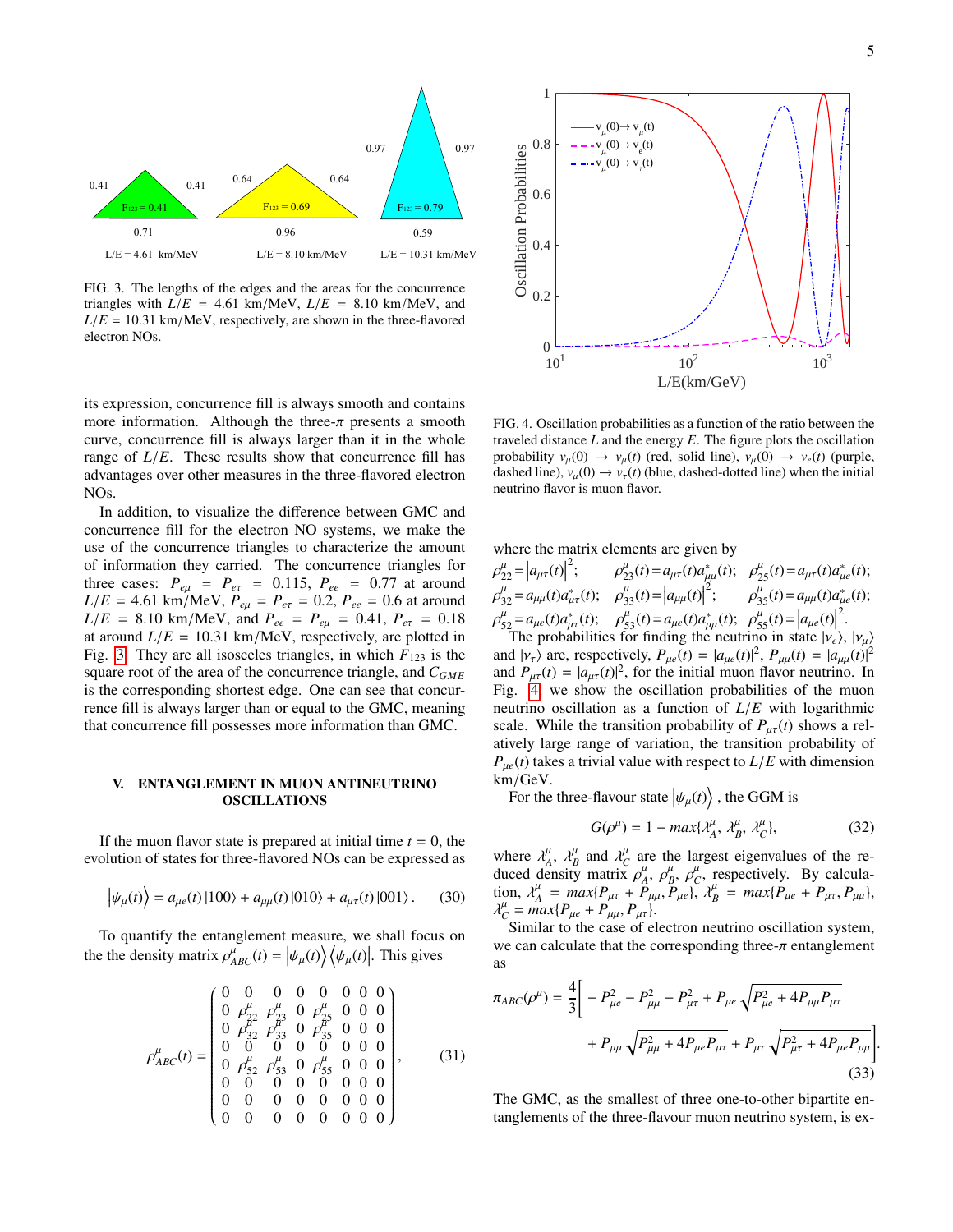FIG. 3. The lengths of the edges and the areas for the concurrence triangles with $L/E$ = 4.61 km/MeV, $L/E$ = 8.10 km/MeV, and $L/E$ = 10.31 km/MeV, respectively, are shown in the three-flavored electron NOs.

its expression, concurrence fill is always smooth and contains more information. Although the three-$\pi$ presents a smooth curve, concurrence fill is always larger than it in the whole range of $L/E$. These results show that concurrence fill has advantages over other measures in the three-flavored electron NOs.

In addition, to visualize the difference between GMC and concurrence fill for the electron NO systems, we make the use of the concurrence triangles to characterize the amount of information they carried. The concurrence triangles for three cases: $P_{e\mu} = P_{e\tau} = 0.115$, $P_{ee} = 0.77$ at around $L/E$ = 4.61 km/MeV, $P_{e\mu} = P_{e\tau} = 0.2$, $P_{ee} = 0.6$ at around $L/E$ = 8.10 km/MeV, and $P_{ee} = P_{e\mu} = 0.41$, $P_{e\tau} = 0.18$ at around $L/E$ = 10.31 km/MeV, respectively, are plotted in Fig. 3. They are all isosceles triangles, in which $F_{123}$ is the square root of the area of the concurrence triangle, and $C_{GME}$ is the corresponding shortest edge. One can see that concurrence fill is always larger than or equal to the GMC, meaning that concurrence fill possesses more information than GMC.

## V. ENTANGLEMENT IN MUON ANTINEUTRINO OSCILLATIONS

If the muon flavor state is prepared at initial time $t = 0$, the evolution of states for three-flavored NOs can be expressed as

$$\left|\psi_\mu(t)\right\rangle = a_{\mu e}(t)\,|100\rangle + a_{\mu\mu}(t)\,|010\rangle + a_{\mu\tau}(t)\,|001\rangle\,. \tag{30}$$

To quantify the entanglement measure, we shall focus on the the density matrix $\rho^\mu_{ABC}(t) = \left|\psi_\mu(t)\right\rangle\left\langle\psi_\mu(t)\right|$. This gives

$$\rho^\mu_{ABC}(t) = \begin{pmatrix} 0 & 0 & 0 & 0 & 0 & 0 & 0 & 0 \\ 0 & \rho^\mu_{22} & \rho^\mu_{23} & 0 & \rho^\mu_{25} & 0 & 0 & 0 \\ 0 & \rho^\mu_{32} & \rho^\mu_{33} & 0 & \rho^\mu_{35} & 0 & 0 & 0 \\ 0 & 0 & 0 & 0 & 0 & 0 & 0 & 0 \\ 0 & \rho^\mu_{52} & \rho^\mu_{53} & 0 & \rho^\mu_{55} & 0 & 0 & 0 \\ 0 & 0 & 0 & 0 & 0 & 0 & 0 & 0 \\ 0 & 0 & 0 & 0 & 0 & 0 & 0 & 0 \\ 0 & 0 & 0 & 0 & 0 & 0 & 0 & 0 \end{pmatrix}, \tag{31}$$

FIG. 4. Oscillation probabilities as a function of the ratio between the traveled distance $L$ and the energy $E$. The figure plots the oscillation probability $\nu_\mu(0) \to \nu_\mu(t)$ (red, solid line), $\nu_\mu(0) \to \nu_e(t)$ (purple, dashed line), $\nu_\mu(0) \to \nu_\tau(t)$ (blue, dashed-dotted line) when the initial neutrino flavor is muon flavor.

where the matrix elements are given by

$\rho^\mu_{22} = \left|a_{\mu\tau}(t)\right|^2$; $\quad \rho^\mu_{23}(t) = a_{\mu\tau}(t)a^*_{\mu\mu}(t)$; $\quad \rho^\mu_{25}(t) = a_{\mu\tau}(t)a^*_{\mu e}(t)$;
$\rho^\mu_{32} = a_{\mu\mu}(t)a^*_{\mu\tau}(t)$; $\quad \rho^\mu_{33}(t) = \left|a_{\mu\mu}(t)\right|^2$; $\quad \rho^\mu_{35}(t) = a_{\mu\mu}(t)a^*_{\mu e}(t)$;
$\rho^\mu_{52} = a_{\mu e}(t)a^*_{\mu\tau}(t)$; $\quad \rho^\mu_{53}(t) = a_{\mu e}(t)a^*_{\mu\mu}(t)$; $\quad \rho^\mu_{55}(t) = \left|a_{\mu e}(t)\right|^2$.

The probabilities for finding the neutrino in state $|\nu_e\rangle$, $|\nu_\mu\rangle$ and $|\nu_\tau\rangle$ are, respectively, $P_{\mu e}(t) = |a_{\mu e}(t)|^2$, $P_{\mu\mu}(t) = |a_{\mu\mu}(t)|^2$ and $P_{\mu\tau}(t) = |a_{\mu\tau}(t)|^2$, for the initial muon flavor neutrino. In Fig. 4, we show the oscillation probabilities of the muon neutrino oscillation as a function of $L/E$ with logarithmic scale. While the transition probability of $P_{\mu\tau}(t)$ shows a relatively large range of variation, the transition probability of $P_{\mu e}(t)$ takes a trivial value with respect to $L/E$ with dimension km/GeV.

For the three-flavour state $\left|\psi_\mu(t)\right\rangle$, the GGM is

$$G(\rho^\mu) = 1 - max\{\lambda^\mu_A,\, \lambda^\mu_B,\, \lambda^\mu_C\}, \tag{32}$$

where $\lambda^\mu_A$, $\lambda^\mu_B$ and $\lambda^\mu_C$ are the largest eigenvalues of the reduced density matrix $\rho^\mu_A$, $\rho^\mu_B$, $\rho^\mu_C$, respectively. By calculation, $\lambda^\mu_A = max\{P_{\mu\tau} + P_{\mu\mu}, P_{\mu e}\}$, $\lambda^\mu_B = max\{P_{\mu e} + P_{\mu\tau}, P_{\mu\mu}\}$, $\lambda^\mu_C = max\{P_{\mu e} + P_{\mu\mu}, P_{\mu\tau}\}$.

Similar to the case of electron neutrino oscillation system, we can calculate that the corresponding three-$\pi$ entanglement as

$$\pi_{ABC}(\rho^\mu) = \frac{4}{3}\Bigg[-P^2_{\mu e} - P^2_{\mu\mu} - P^2_{\mu\tau} + P_{\mu e}\sqrt{P^2_{\mu e} + 4P_{\mu\mu}P_{\mu\tau}} + P_{\mu\mu}\sqrt{P^2_{\mu\mu} + 4P_{\mu e}P_{\mu\tau}} + P_{\mu\tau}\sqrt{P^2_{\mu\tau} + 4P_{\mu e}P_{\mu\mu}}\Bigg]. \tag{33}$$

The GMC, as the smallest of three one-to-other bipartite entanglements of the three-flavour muon neutrino system, is ex-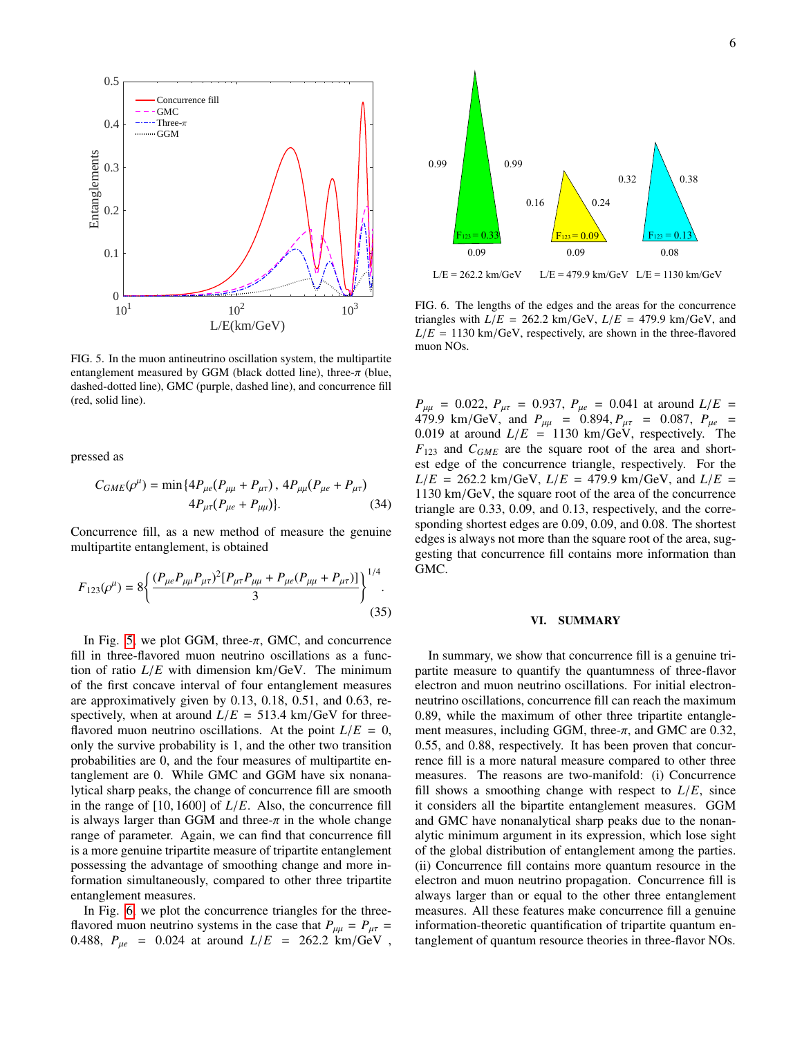FIG. 5. In the muon antineutrino oscillation system, the multipartite entanglement measured by GGM (black dotted line), three-$\pi$ (blue, dashed-dotted line), GMC (purple, dashed line), and concurrence fill (red, solid line).

pressed as

$$C_{GME}(\rho^{\mu}) = \min\{4P_{\mu e}(P_{\mu\mu} + P_{\mu\tau}), 4P_{\mu\mu}(P_{\mu e} + P_{\mu\tau}) \\ 4P_{\mu\tau}(P_{\mu e} + P_{\mu\mu})\}. \quad (34)$$

Concurrence fill, as a new method of measure the genuine multipartite entanglement, is obtained

$$F_{123}(\rho^{\mu}) = 8\left\{\frac{(P_{\mu e}P_{\mu\mu}P_{\mu\tau})^2[P_{\mu\tau}P_{\mu\mu} + P_{\mu e}(P_{\mu\mu} + P_{\mu\tau})]}{3}\right\}^{1/4}. \quad (35)$$

In Fig. 5, we plot GGM, three-$\pi$, GMC, and concurrence fill in three-flavored muon neutrino oscillations as a function of ratio $L/E$ with dimension km/GeV. The minimum of the first concave interval of four entanglement measures are approximatively given by 0.13, 0.18, 0.51, and 0.63, respectively, when at around $L/E$ = 513.4 km/GeV for three-flavored muon neutrino oscillations. At the point $L/E$ = 0, only the survive probability is 1, and the other two transition probabilities are 0, and the four measures of multipartite entanglement are 0. While GMC and GGM have six nonanalytical sharp peaks, the change of concurrence fill are smooth in the range of [10, 1600] of $L/E$. Also, the concurrence fill is always larger than GGM and three-$\pi$ in the whole change range of parameter. Again, we can find that concurrence fill is a more genuine tripartite measure of tripartite entanglement possessing the advantage of smoothing change and more information simultaneously, compared to other three tripartite entanglement measures.

In Fig. 6, we plot the concurrence triangles for the three-flavored muon neutrino systems in the case that $P_{\mu\mu} = P_{\mu\tau}$ = 0.488, $P_{\mu e}$ = 0.024 at around $L/E$ = 262.2 km/GeV , $P_{\mu\mu}$ = 0.022, $P_{\mu\tau}$ = 0.937, $P_{\mu e}$ = 0.041 at around $L/E$ = 479.9 km/GeV, and $P_{\mu\mu}$ = 0.894, $P_{\mu\tau}$ = 0.087, $P_{\mu e}$ = 0.019 at around $L/E$ = 1130 km/GeV, respectively. The $F_{123}$ and $C_{GME}$ are the square root of the area and shortest edge of the concurrence triangle, respectively. For the $L/E$ = 262.2 km/GeV, $L/E$ = 479.9 km/GeV, and $L/E$ = 1130 km/GeV, the square root of the area of the concurrence triangle are 0.33, 0.09, and 0.13, respectively, and the corresponding shortest edges are 0.09, 0.09, and 0.08. The shortest edges is always not more than the square root of the area, suggesting that concurrence fill contains more information than GMC.

FIG. 6. The lengths of the edges and the areas for the concurrence triangles with $L/E$ = 262.2 km/GeV, $L/E$ = 479.9 km/GeV, and $L/E$ = 1130 km/GeV, respectively, are shown in the three-flavored muon NOs.

## VI. SUMMARY

In summary, we show that concurrence fill is a genuine tripartite measure to quantify the quantumness of three-flavor electron and muon neutrino oscillations. For initial electron-neutrino oscillations, concurrence fill can reach the maximum 0.89, while the maximum of other three tripartite entanglement measures, including GGM, three-$\pi$, and GMC are 0.32, 0.55, and 0.88, respectively. It has been proven that concurrence fill is a more natural measure compared to other three measures. The reasons are two-manifold: (i) Concurrence fill shows a smoothing change with respect to $L/E$, since it considers all the bipartite entanglement measures. GGM and GMC have nonanalytical sharp peaks due to the nonanalytic minimum argument in its expression, which lose sight of the global distribution of entanglement among the parties. (ii) Concurrence fill contains more quantum resource in the electron and muon neutrino propagation. Concurrence fill is always larger than or equal to the other three entanglement measures. All these features make concurrence fill a genuine information-theoretic quantification of tripartite quantum entanglement of quantum resource theories in three-flavor NOs.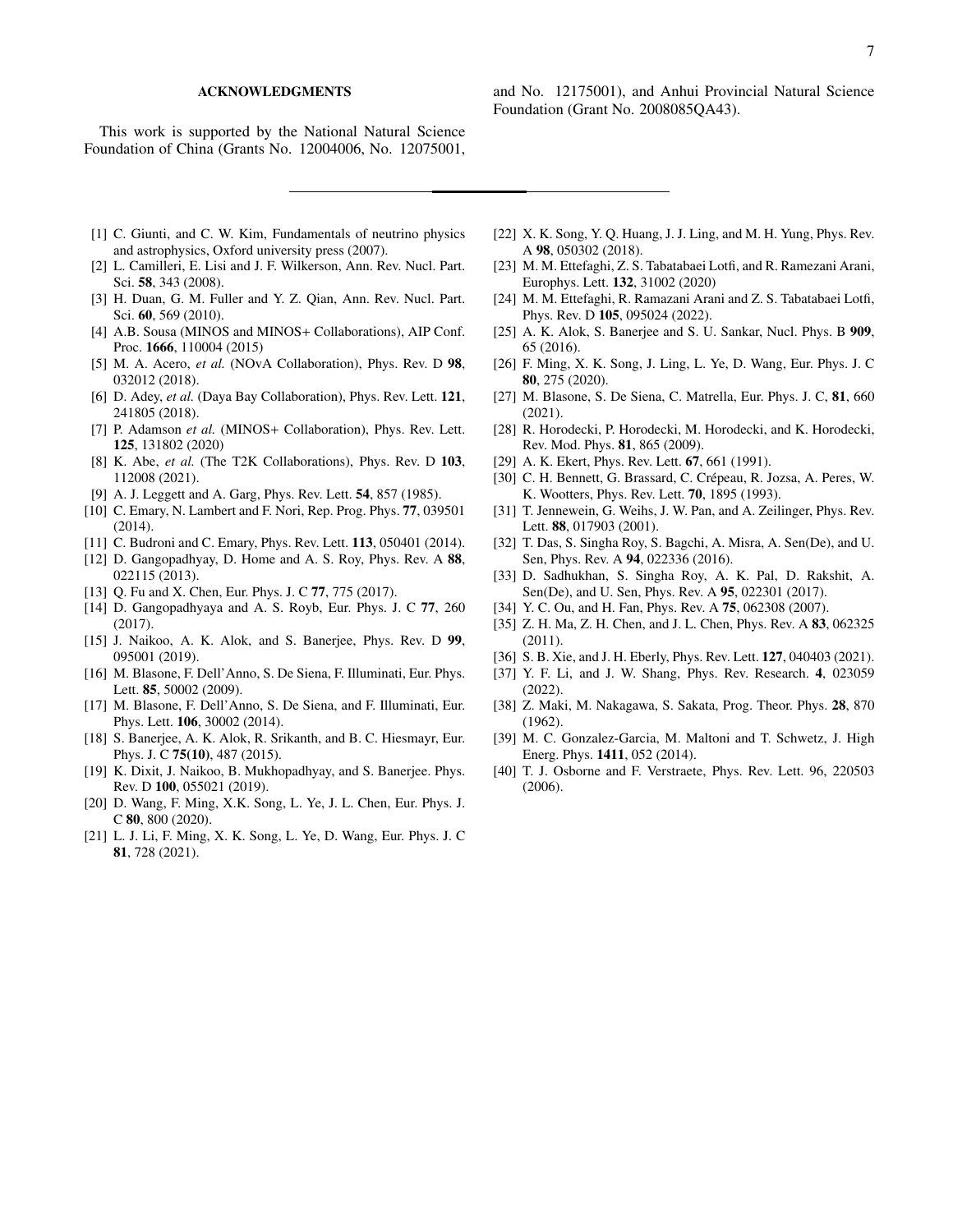## ACKNOWLEDGMENTS

This work is supported by the National Natural Science Foundation of China (Grants No. 12004006, No. 12075001, and No. 12175001), and Anhui Provincial Natural Science Foundation (Grant No. 2008085QA43).

---

[1] C. Giunti, and C. W. Kim, Fundamentals of neutrino physics and astrophysics, Oxford university press (2007).

[2] L. Camilleri, E. Lisi and J. F. Wilkerson, Ann. Rev. Nucl. Part. Sci. **58**, 343 (2008).

[3] H. Duan, G. M. Fuller and Y. Z. Qian, Ann. Rev. Nucl. Part. Sci. **60**, 569 (2010).

[4] A.B. Sousa (MINOS and MINOS+ Collaborations), AIP Conf. Proc. **1666**, 110004 (2015)

[5] M. A. Acero, *et al.* (NOvA Collaboration), Phys. Rev. D **98**, 032012 (2018).

[6] D. Adey, *et al.* (Daya Bay Collaboration), Phys. Rev. Lett. **121**, 241805 (2018).

[7] P. Adamson *et al.* (MINOS+ Collaboration), Phys. Rev. Lett. **125**, 131802 (2020)

[8] K. Abe, *et al.* (The T2K Collaborations), Phys. Rev. D **103**, 112008 (2021).

[9] A. J. Leggett and A. Garg, Phys. Rev. Lett. **54**, 857 (1985).

[10] C. Emary, N. Lambert and F. Nori, Rep. Prog. Phys. **77**, 039501 (2014).

[11] C. Budroni and C. Emary, Phys. Rev. Lett. **113**, 050401 (2014).

[12] D. Gangopadhyay, D. Home and A. S. Roy, Phys. Rev. A **88**, 022115 (2013).

[13] Q. Fu and X. Chen, Eur. Phys. J. C **77**, 775 (2017).

[14] D. Gangopadhyaya and A. S. Royb, Eur. Phys. J. C **77**, 260 (2017).

[15] J. Naikoo, A. K. Alok, and S. Banerjee, Phys. Rev. D **99**, 095001 (2019).

[16] M. Blasone, F. Dell'Anno, S. De Siena, F. Illuminati, Eur. Phys. Lett. **85**, 50002 (2009).

[17] M. Blasone, F. Dell'Anno, S. De Siena, and F. Illuminati, Eur. Phys. Lett. **106**, 30002 (2014).

[18] S. Banerjee, A. K. Alok, R. Srikanth, and B. C. Hiesmayr, Eur. Phys. J. C **75(10)**, 487 (2015).

[19] K. Dixit, J. Naikoo, B. Mukhopadhyay, and S. Banerjee. Phys. Rev. D **100**, 055021 (2019).

[20] D. Wang, F. Ming, X.K. Song, L. Ye, J. L. Chen, Eur. Phys. J. C **80**, 800 (2020).

[21] L. J. Li, F. Ming, X. K. Song, L. Ye, D. Wang, Eur. Phys. J. C **81**, 728 (2021).

[22] X. K. Song, Y. Q. Huang, J. J. Ling, and M. H. Yung, Phys. Rev. A **98**, 050302 (2018).

[23] M. M. Ettefaghi, Z. S. Tabatabaei Lotfi, and R. Ramezani Arani, Europhys. Lett. **132**, 31002 (2020)

[24] M. M. Ettefaghi, R. Ramazani Arani and Z. S. Tabatabaei Lotfi, Phys. Rev. D **105**, 095024 (2022).

[25] A. K. Alok, S. Banerjee and S. U. Sankar, Nucl. Phys. B **909**, 65 (2016).

[26] F. Ming, X. K. Song, J. Ling, L. Ye, D. Wang, Eur. Phys. J. C **80**, 275 (2020).

[27] M. Blasone, S. De Siena, C. Matrella, Eur. Phys. J. C, **81**, 660 (2021).

[28] R. Horodecki, P. Horodecki, M. Horodecki, and K. Horodecki, Rev. Mod. Phys. **81**, 865 (2009).

[29] A. K. Ekert, Phys. Rev. Lett. **67**, 661 (1991).

[30] C. H. Bennett, G. Brassard, C. Crépeau, R. Jozsa, A. Peres, W. K. Wootters, Phys. Rev. Lett. **70**, 1895 (1993).

[31] T. Jennewein, G. Weihs, J. W. Pan, and A. Zeilinger, Phys. Rev. Lett. **88**, 017903 (2001).

[32] T. Das, S. Singha Roy, S. Bagchi, A. Misra, A. Sen(De), and U. Sen, Phys. Rev. A **94**, 022336 (2016).

[33] D. Sadhukhan, S. Singha Roy, A. K. Pal, D. Rakshit, A. Sen(De), and U. Sen, Phys. Rev. A **95**, 022301 (2017).

[34] Y. C. Ou, and H. Fan, Phys. Rev. A **75**, 062308 (2007).

[35] Z. H. Ma, Z. H. Chen, and J. L. Chen, Phys. Rev. A **83**, 062325 (2011).

[36] S. B. Xie, and J. H. Eberly, Phys. Rev. Lett. **127**, 040403 (2021).

[37] Y. F. Li, and J. W. Shang, Phys. Rev. Research. **4**, 023059 (2022).

[38] Z. Maki, M. Nakagawa, S. Sakata, Prog. Theor. Phys. **28**, 870 (1962).

[39] M. C. Gonzalez-Garcia, M. Maltoni and T. Schwetz, J. High Energ. Phys. **1411**, 052 (2014).

[40] T. J. Osborne and F. Verstraete, Phys. Rev. Lett. 96, 220503 (2006).